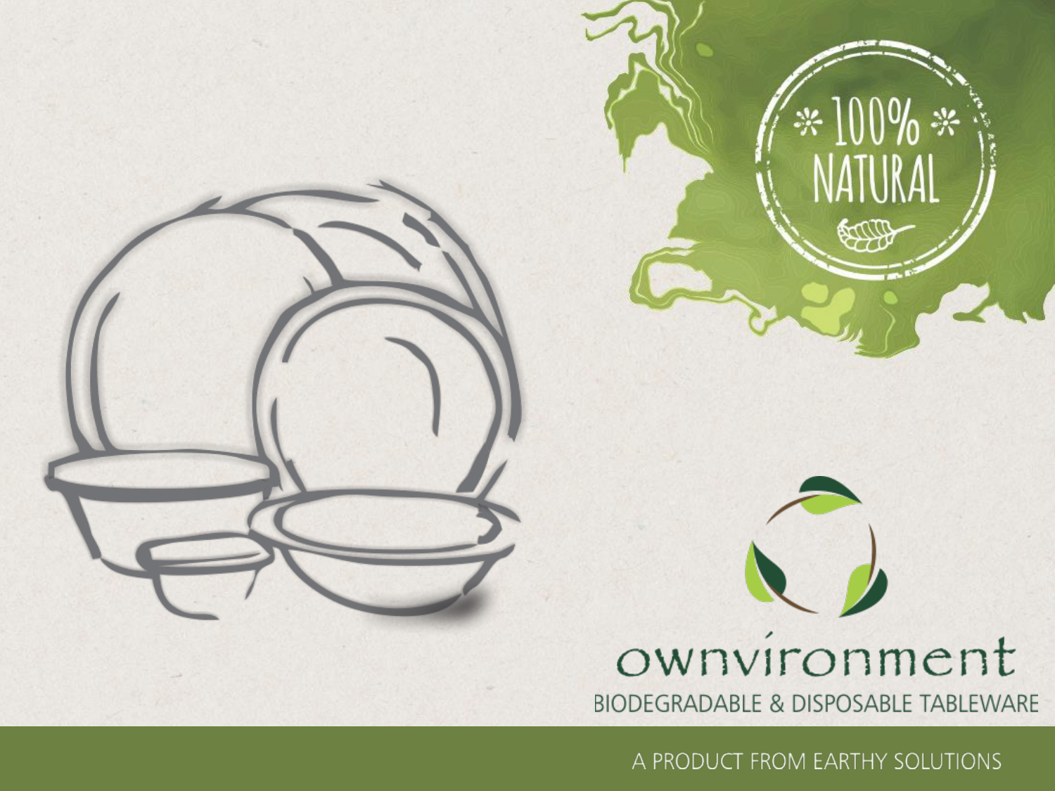100% NATURAL

# ownvironment

BIODEGRADABLE & DISPOSABLE TABLEWARE

A PRODUCT FROM EARTHY SOLUTIONS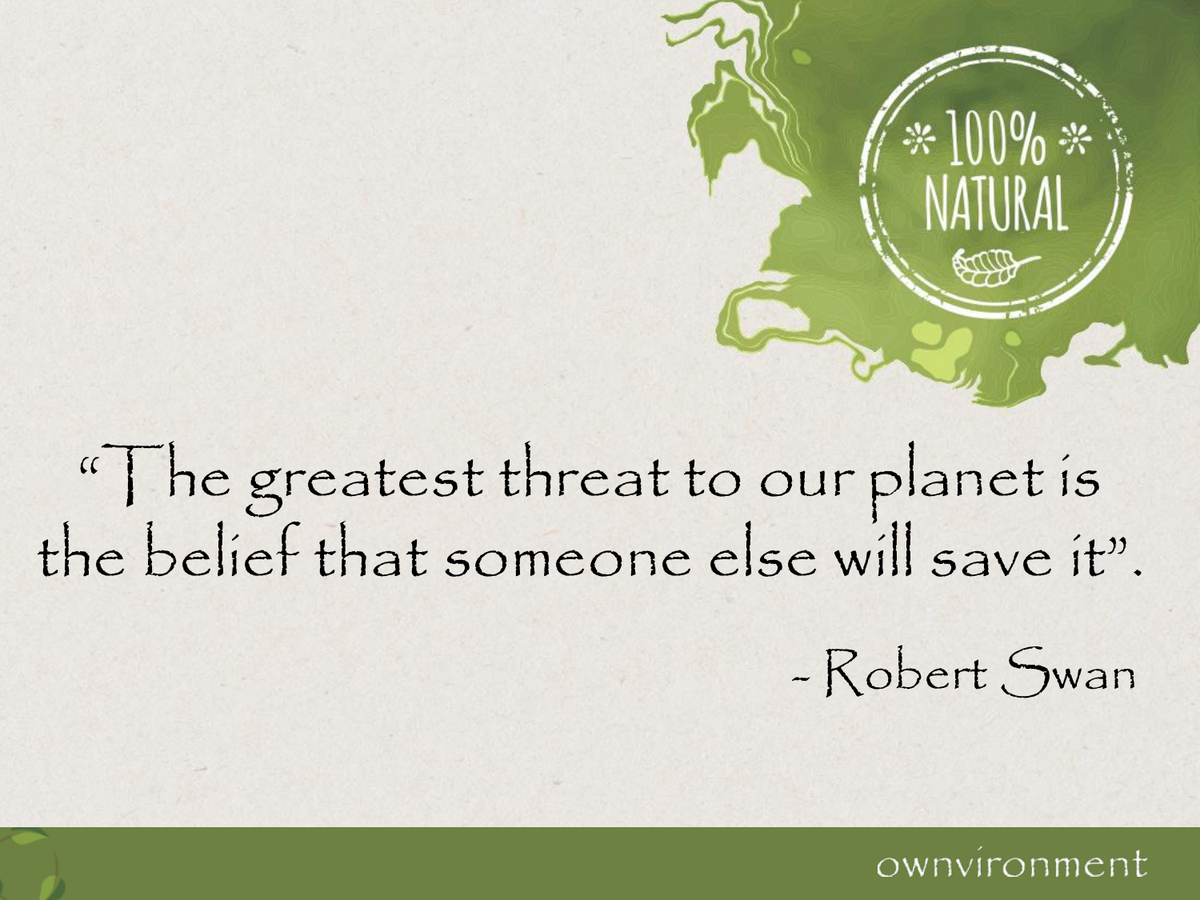"The greatest threat to our planet is the belief that someone else will save it".

- Robert Swan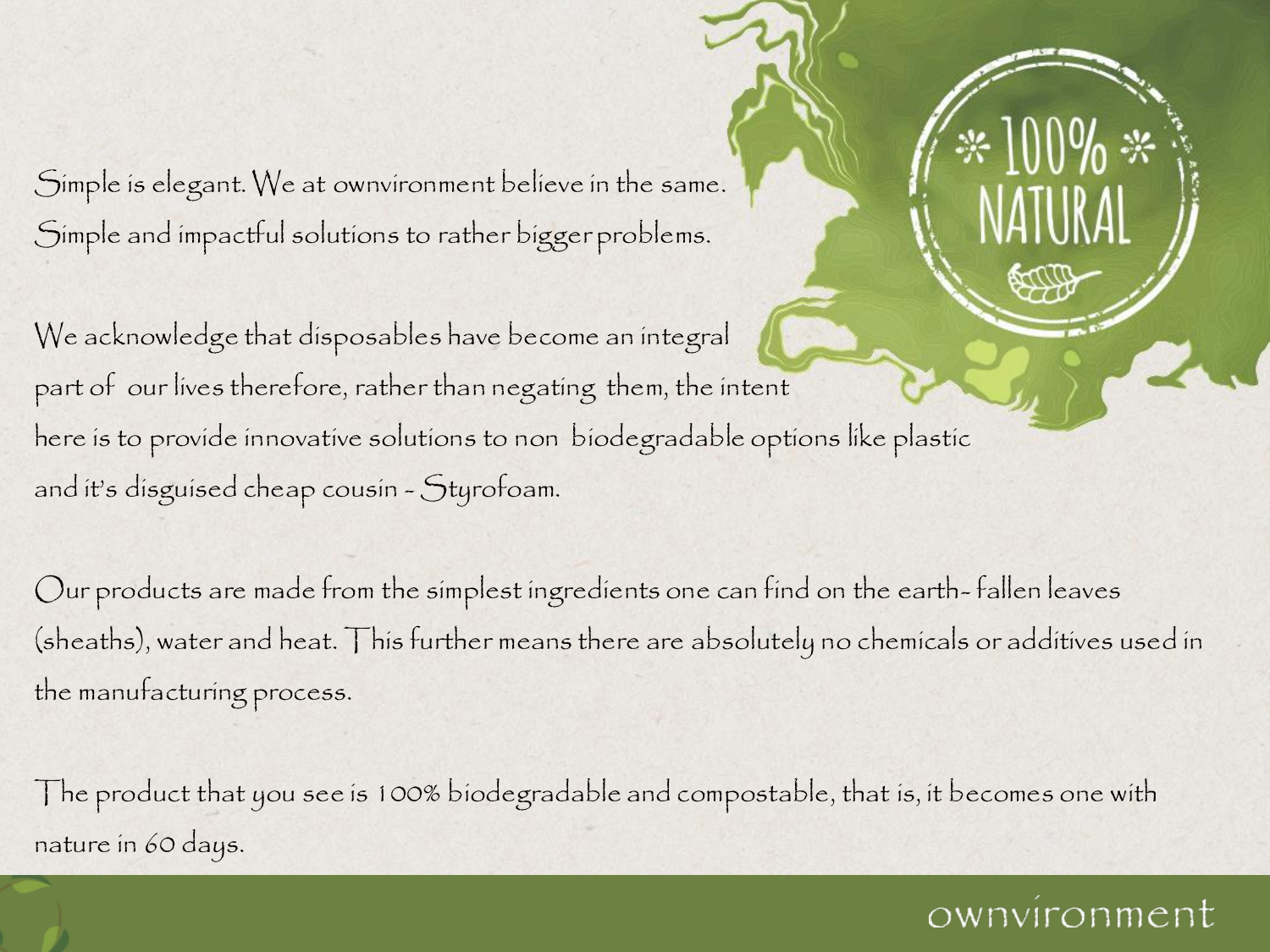Simple is elegant. We at ownvironment believe in the same. Simple and impactful solutions to rather bigger problems.

We acknowledge that disposables have become an integral part of our lives therefore, rather than negating them, the intent here is to provide innovative solutions to non biodegradable options like plastic and it's disguised cheap cousin - Styrofoam.

Our products are made from the simplest ingredients one can find on the earth- fallen leaves (sheaths), water and heat. This further means there are absolutely no chemicals or additives used in the manufacturing process.

The product that you see is 100% biodegradable and compostable, that is, it becomes one with nature in 60 days.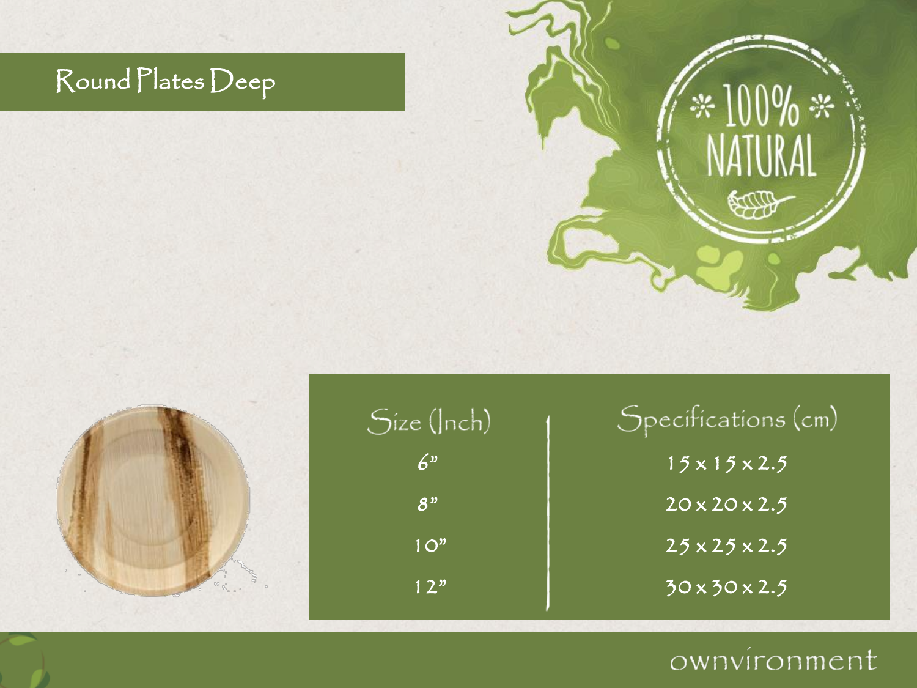# Round Plates Deep

100% NATURAL

| Size (Inch) | Specifications (cm) |
|---|---|
| 6" | 15 x 15 x 2.5 |
| 8" | 20 x 20 x 2.5 |
| 10" | 25 x 25 x 2.5 |
| 12" | 30 x 30 x 2.5 |

ownvironment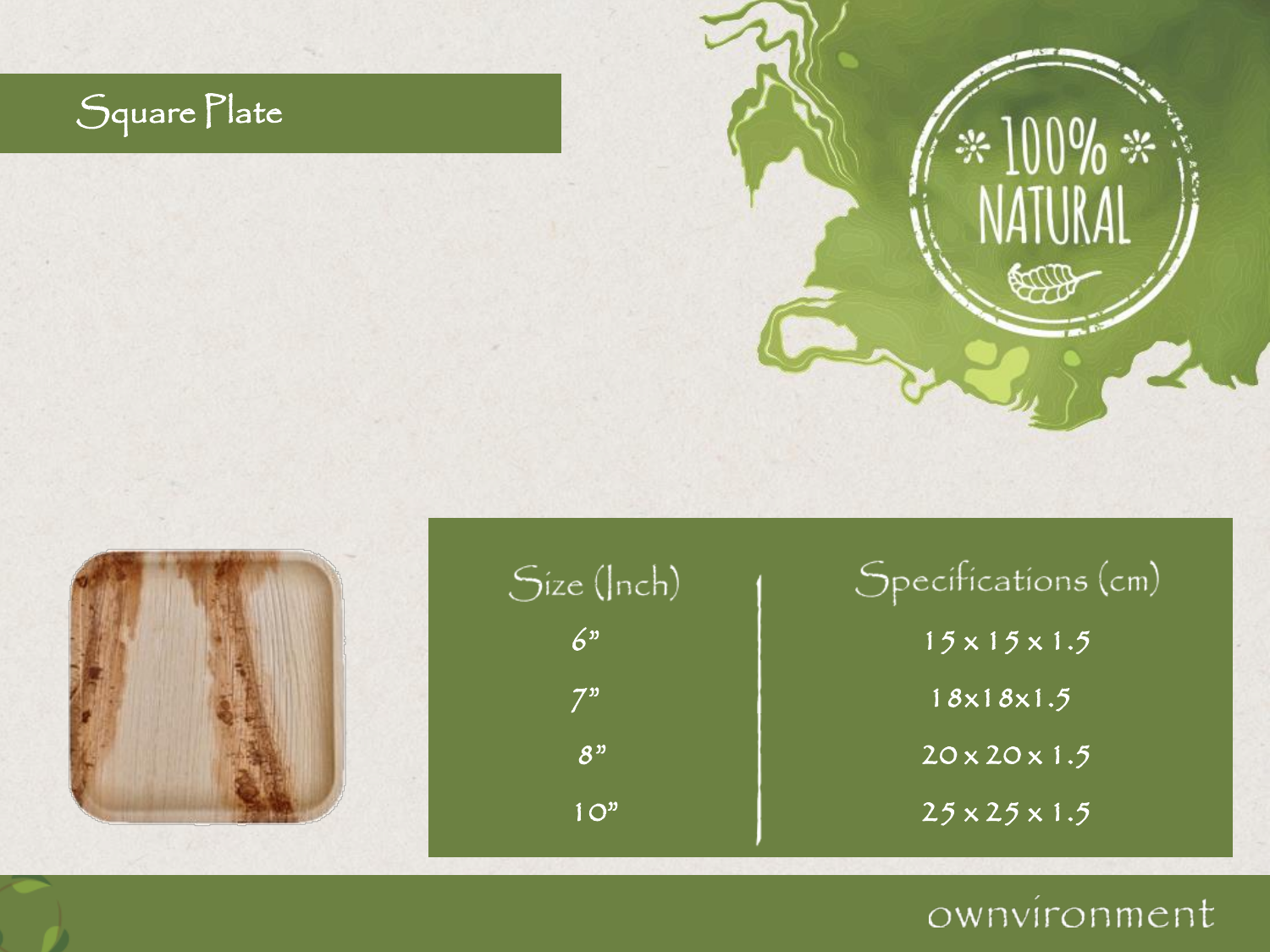# Square Plate

100% NATURAL

| Size (Inch) | Specifications (cm) |
|---|---|
| 6" | 15 x 15 x 1.5 |
| 7" | 18x18x1.5 |
| 8" | 20 x 20 x 1.5 |
| 10" | 25 x 25 x 1.5 |

ownvironment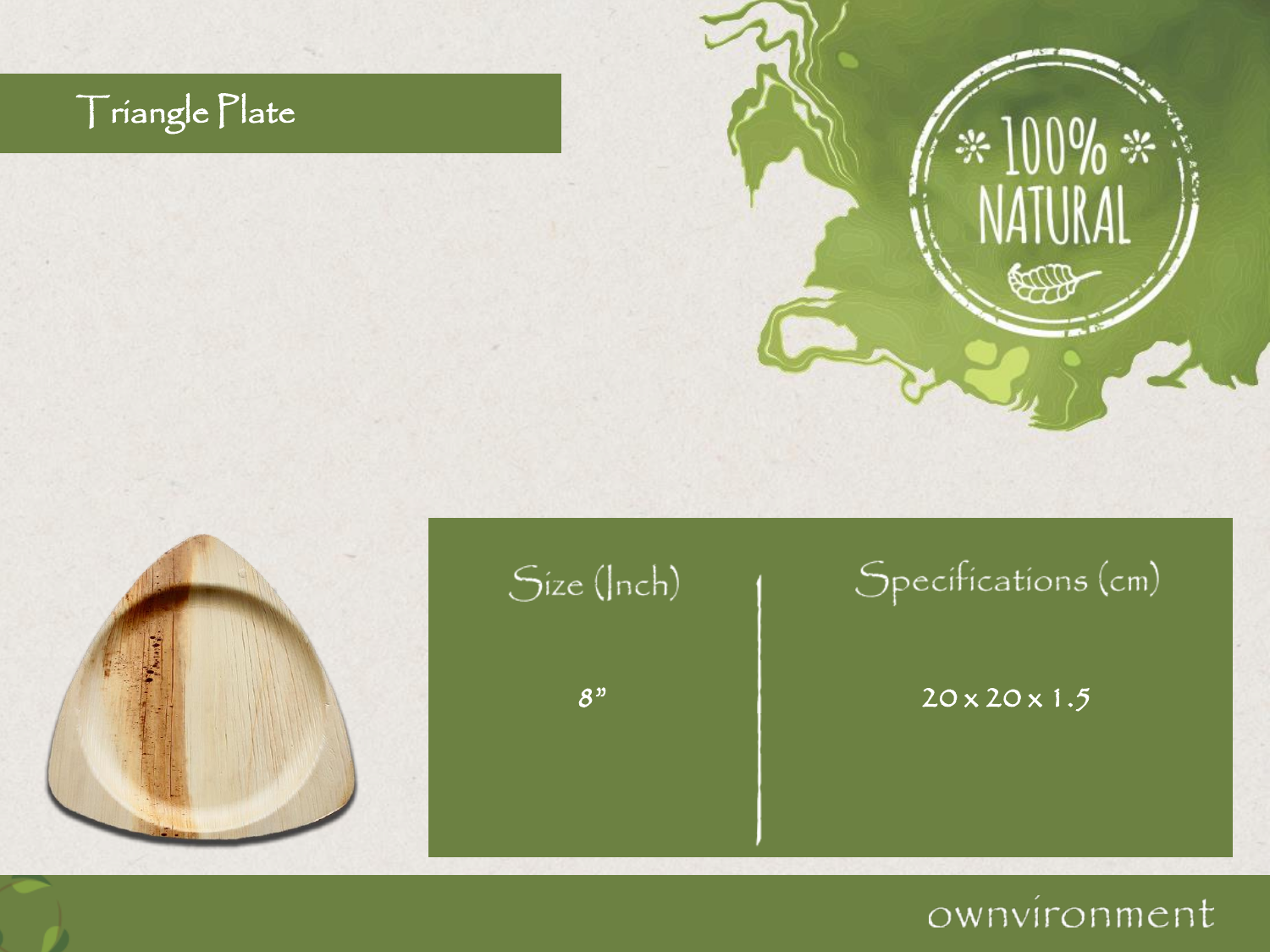# Triangle Plate

100% NATURAL

| Size (Inch) | Specifications (cm) |
|---|---|
| 8" | 20 x 20 x 1.5 |

ownvironment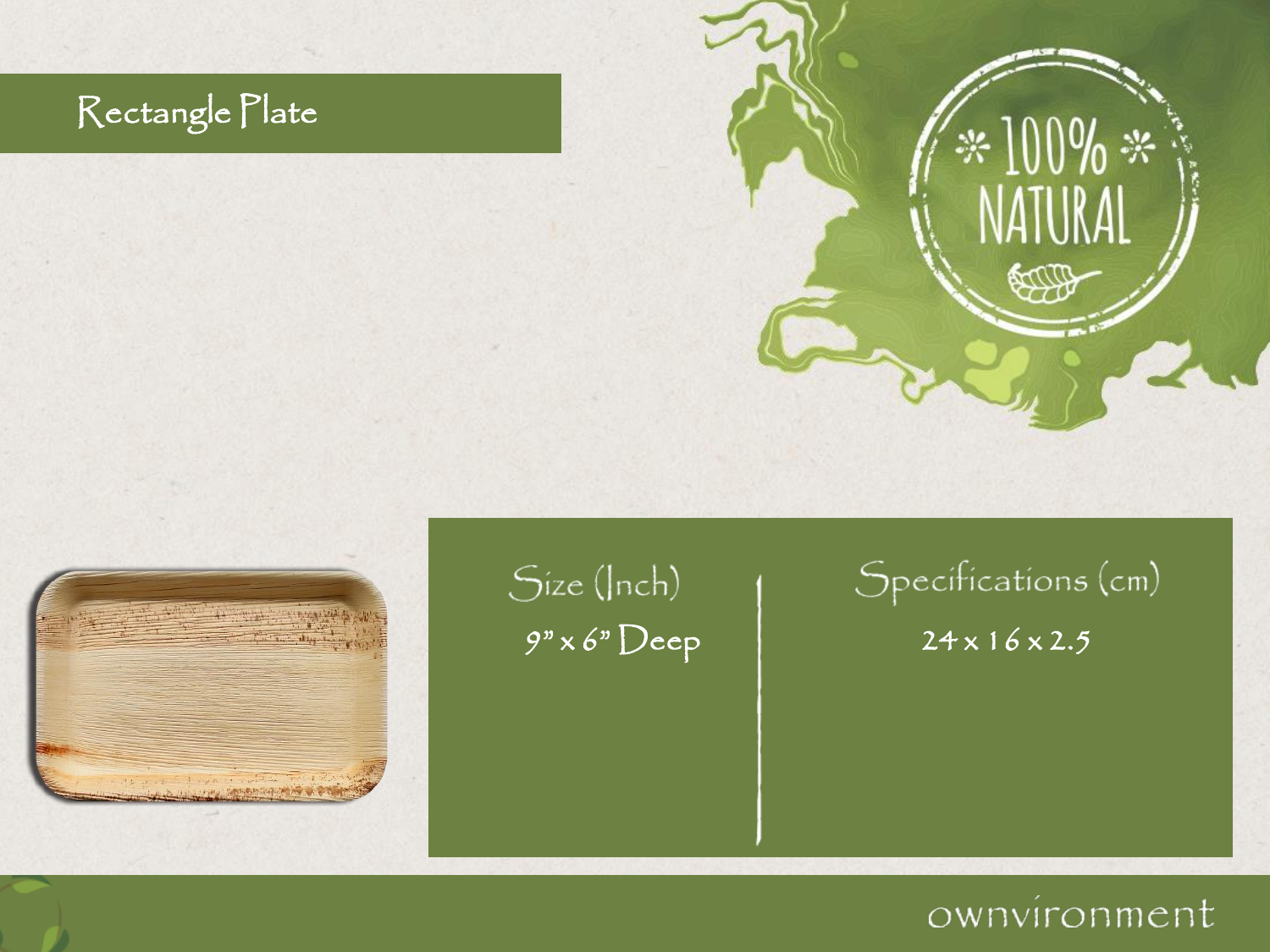# Rectangle Plate

100% NATURAL

| Size (Inch) | Specifications (cm) |
| --- | --- |
| 9" x 6" Deep | 24 x 16 x 2.5 |

ownvironment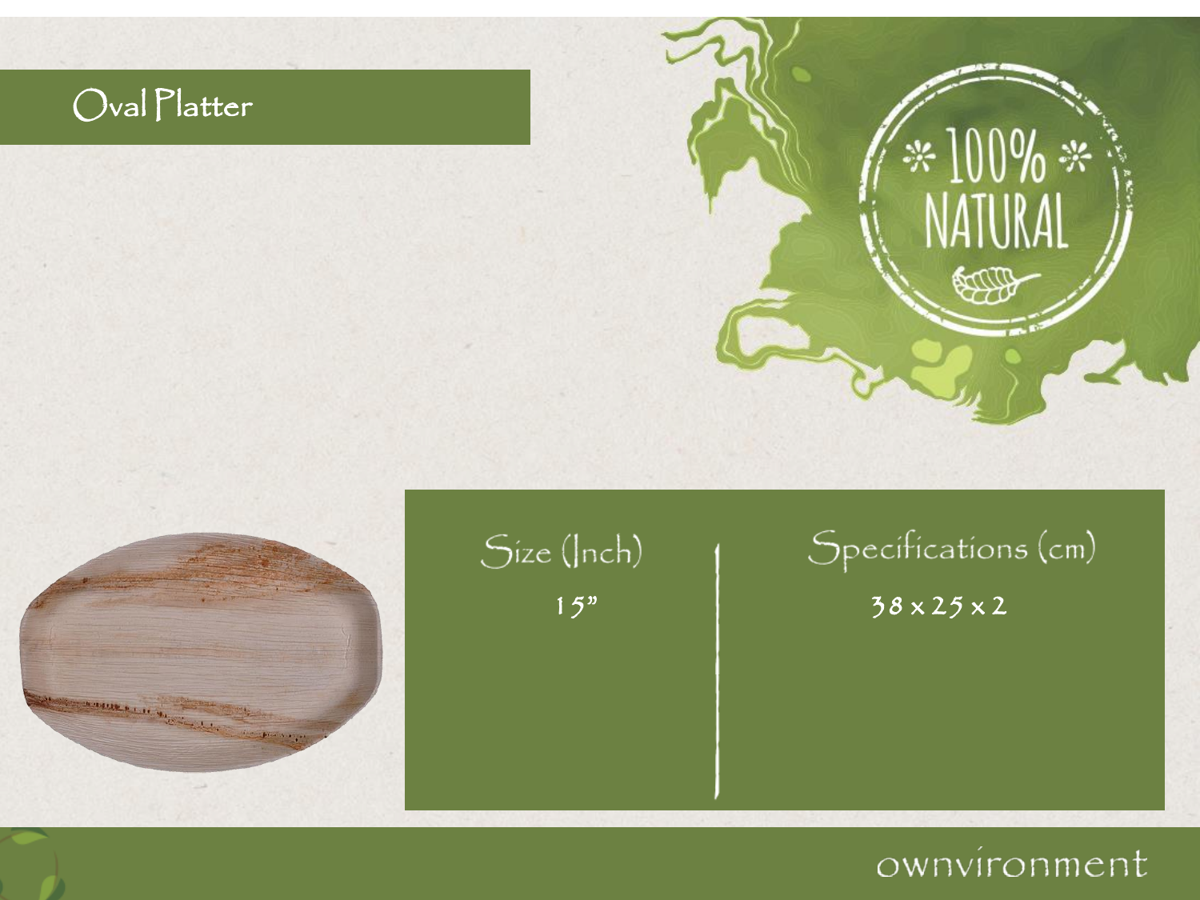# Oval Platter

100% NATURAL

| Size (Inch) | Specifications (cm) |
| --- | --- |
| 15” | 38 x 25 x 2 |

ownvironment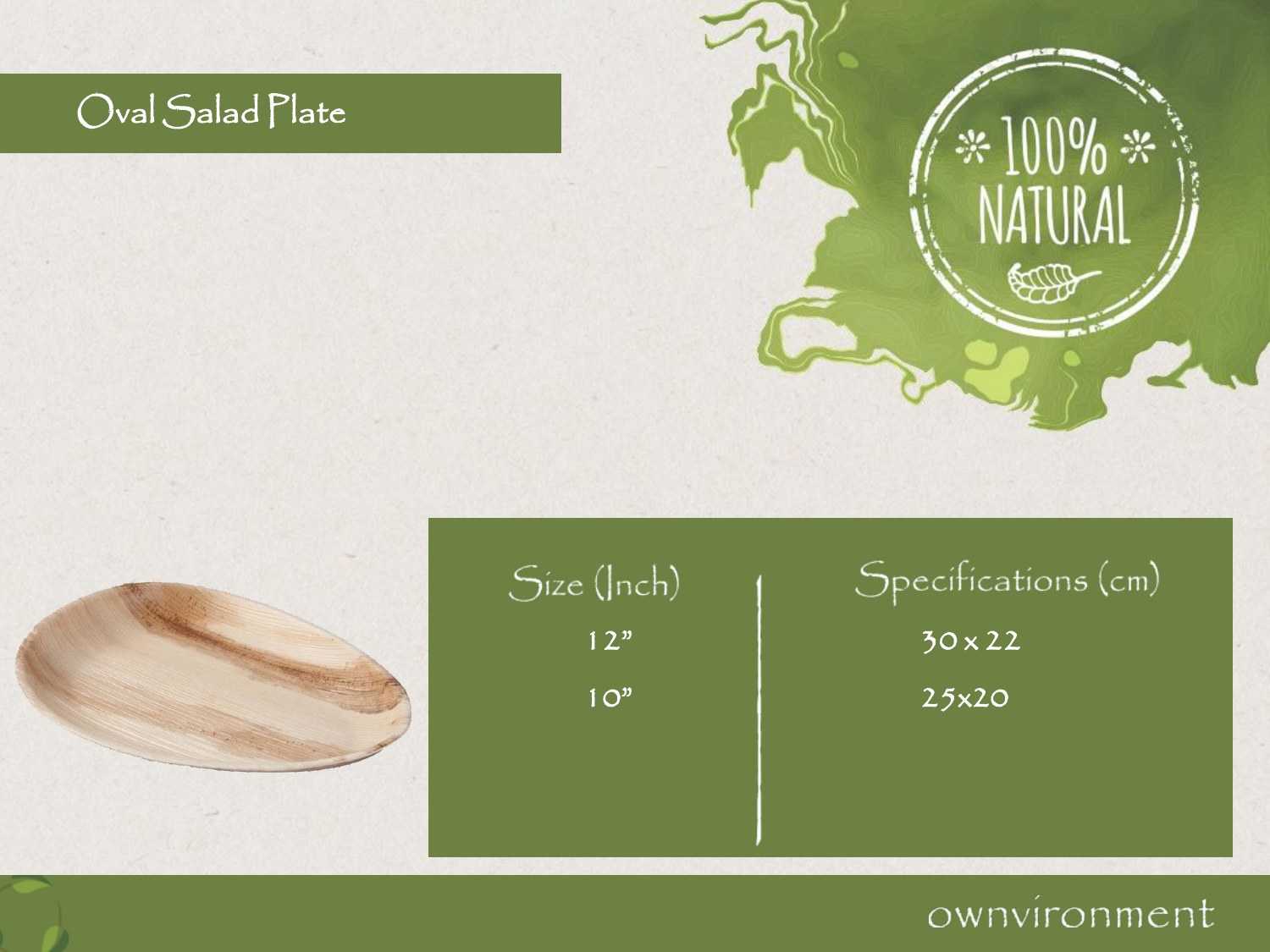# Oval Salad Plate

100% NATURAL

| Size (Inch) | Specifications (cm) |
| --- | --- |
| 12" | 30 x 22 |
| 10" | 25x20 |

ownvironment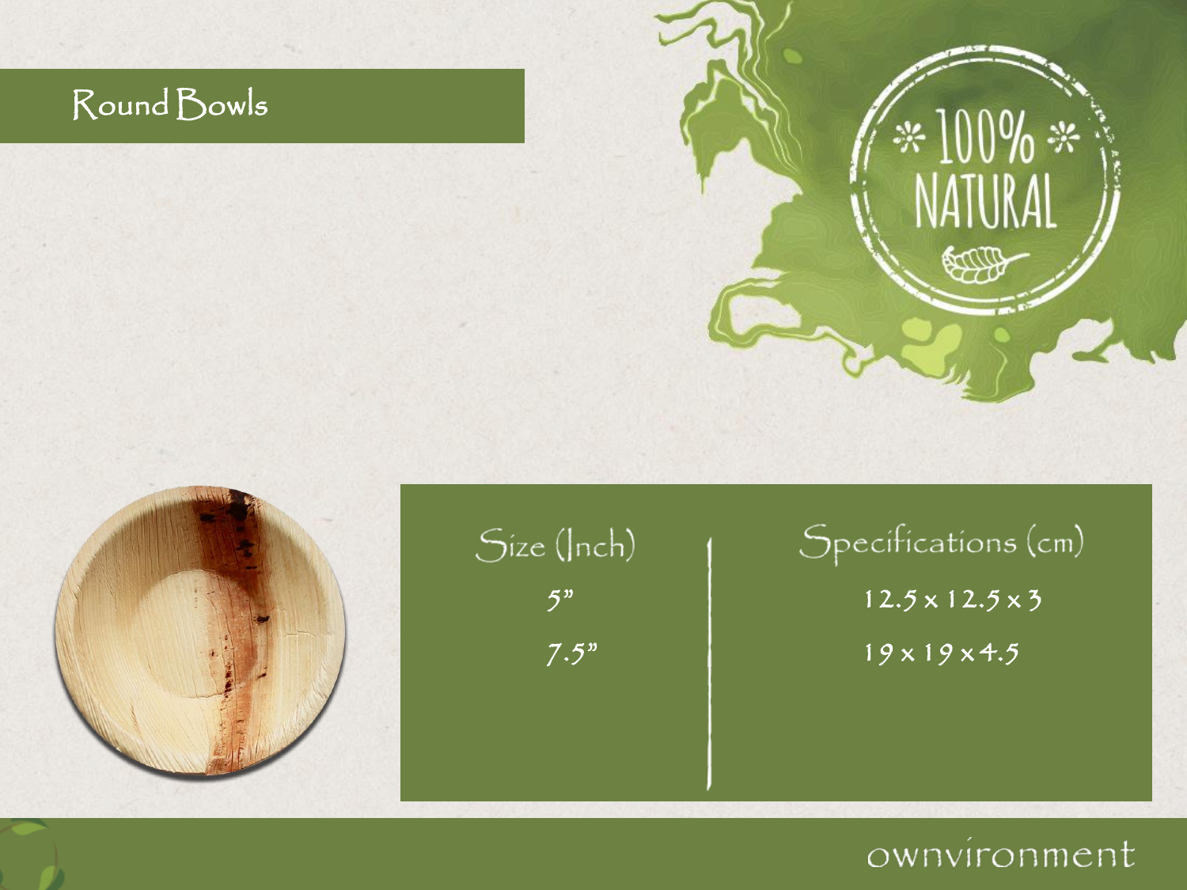# Round Bowls

100% NATURAL

| Size (Inch) | Specifications (cm) |
| --- | --- |
| 5” | 12.5 x 12.5 x 3 |
| 7.5” | 19 x 19 x 4.5 |

ownvironment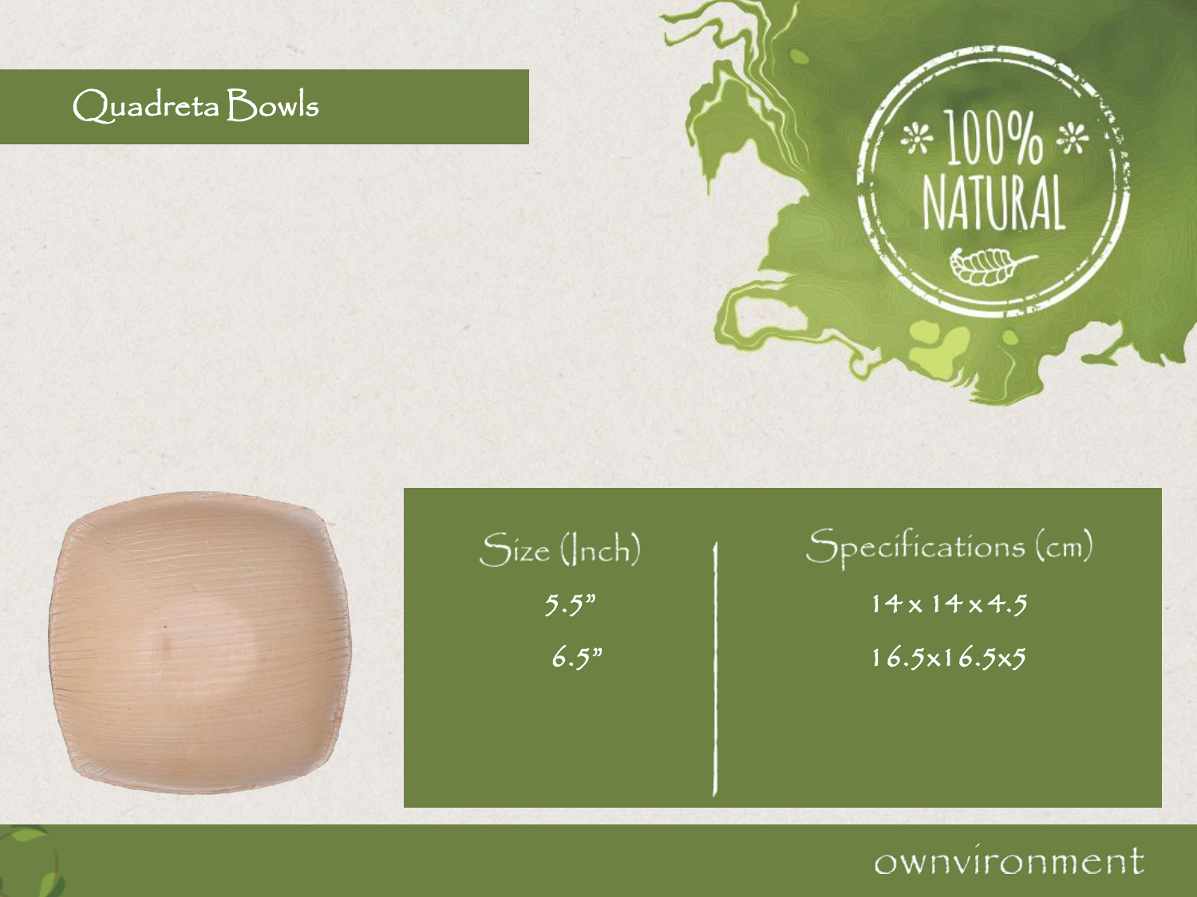# Quadreta Bowls

100% NATURAL

| Size (Inch) | Specifications (cm) |
|---|---|
| 5.5" | 14 x 14 x 4.5 |
| 6.5" | 16.5x16.5x5 |

ownvironment